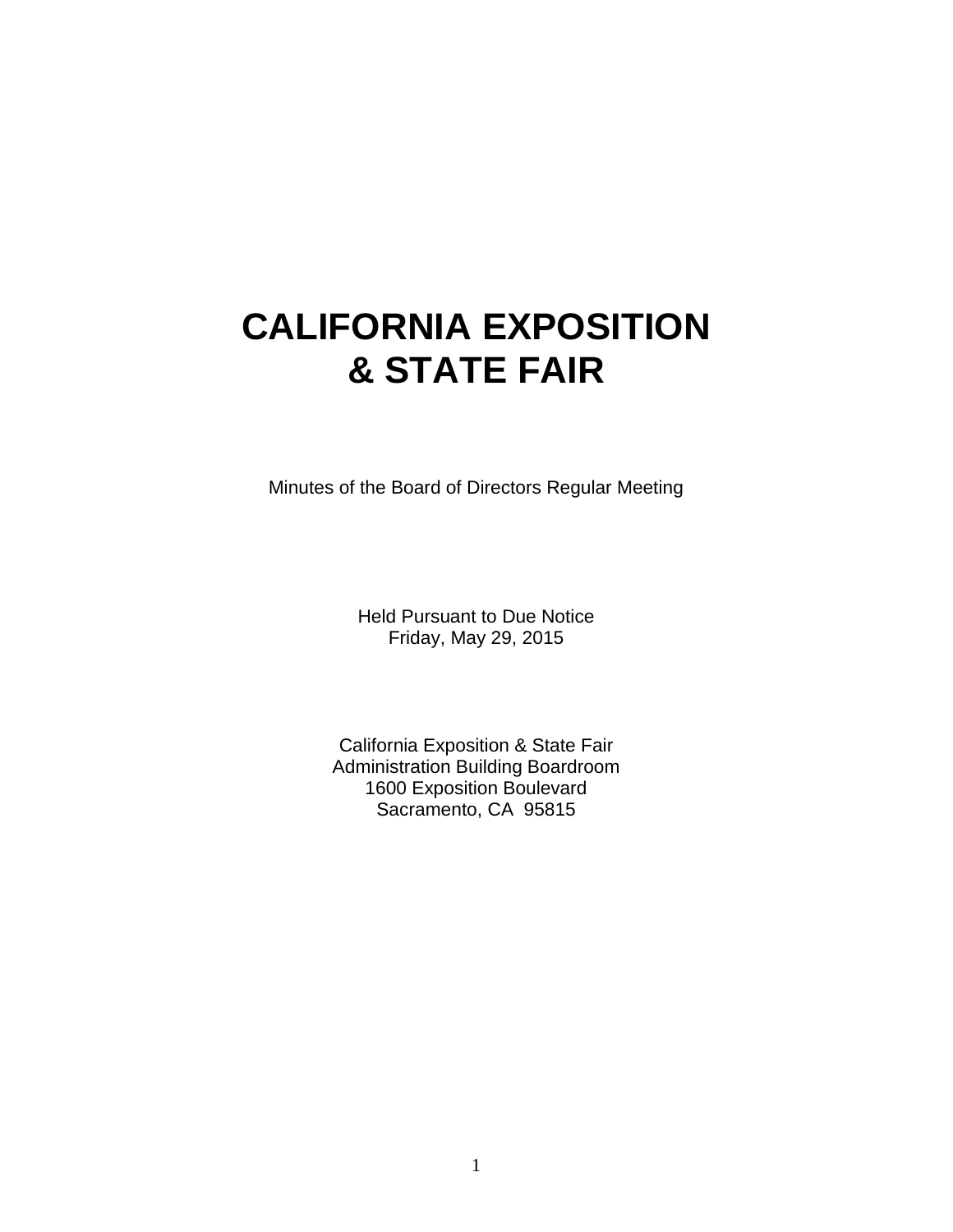# CALIFORNIA EXPOSITION & STATE FAIR

Minutes of the Board of Directors Regular Meeting

Held Pursuant to Due Notice
Friday, May 29, 2015

California Exposition & State Fair
Administration Building Boardroom
1600 Exposition Boulevard
Sacramento, CA 95815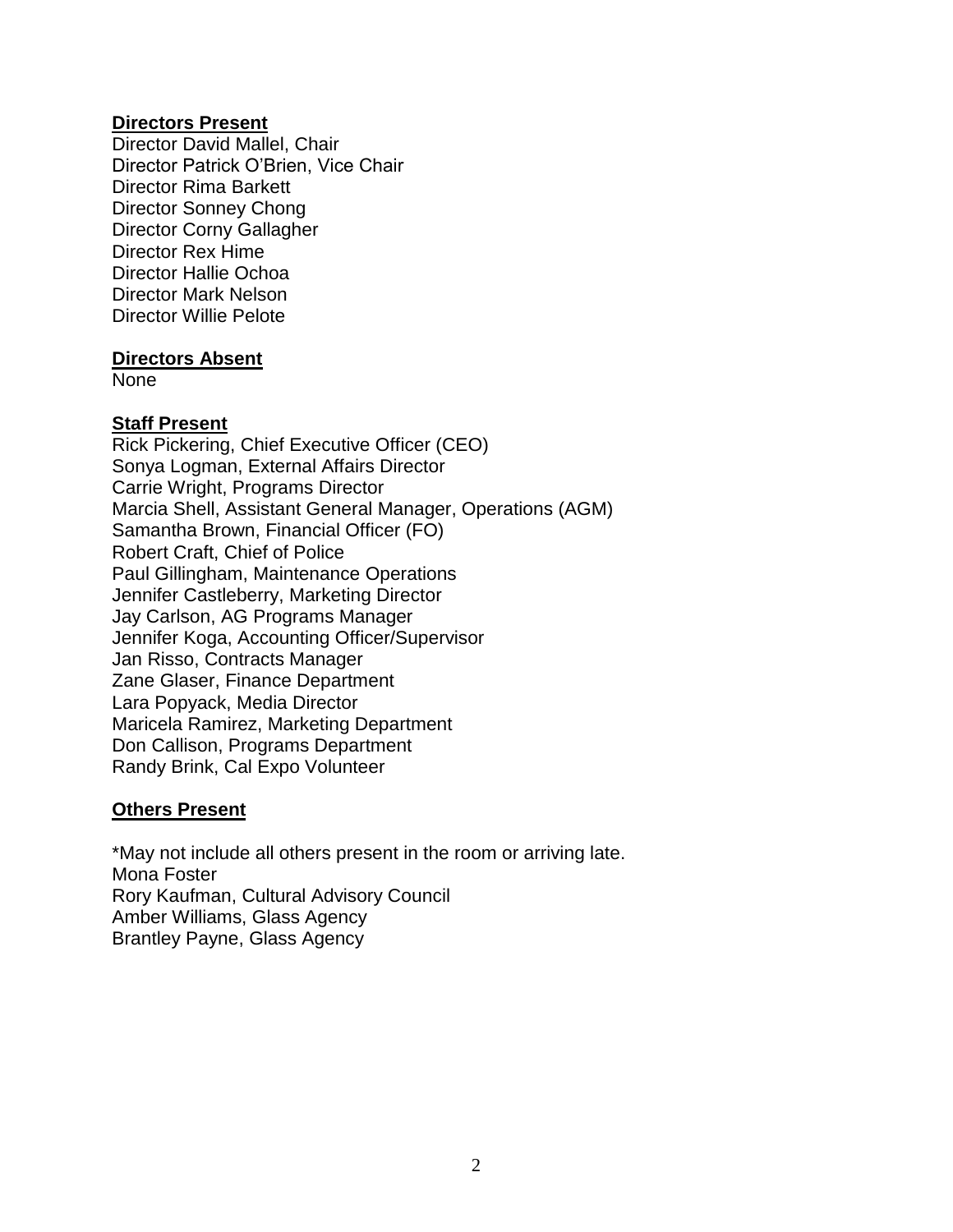**Directors Present**

Director David Mallel, Chair
Director Patrick O'Brien, Vice Chair
Director Rima Barkett
Director Sonney Chong
Director Corny Gallagher
Director Rex Hime
Director Hallie Ochoa
Director Mark Nelson
Director Willie Pelote

**Directors Absent**

None

**Staff Present**

Rick Pickering, Chief Executive Officer (CEO)
Sonya Logman, External Affairs Director
Carrie Wright, Programs Director
Marcia Shell, Assistant General Manager, Operations (AGM)
Samantha Brown, Financial Officer (FO)
Robert Craft, Chief of Police
Paul Gillingham, Maintenance Operations
Jennifer Castleberry, Marketing Director
Jay Carlson, AG Programs Manager
Jennifer Koga, Accounting Officer/Supervisor
Jan Risso, Contracts Manager
Zane Glaser, Finance Department
Lara Popyack, Media Director
Maricela Ramirez, Marketing Department
Don Callison, Programs Department
Randy Brink, Cal Expo Volunteer

**Others Present**

*May not include all others present in the room or arriving late.
Mona Foster
Rory Kaufman, Cultural Advisory Council
Amber Williams, Glass Agency
Brantley Payne, Glass Agency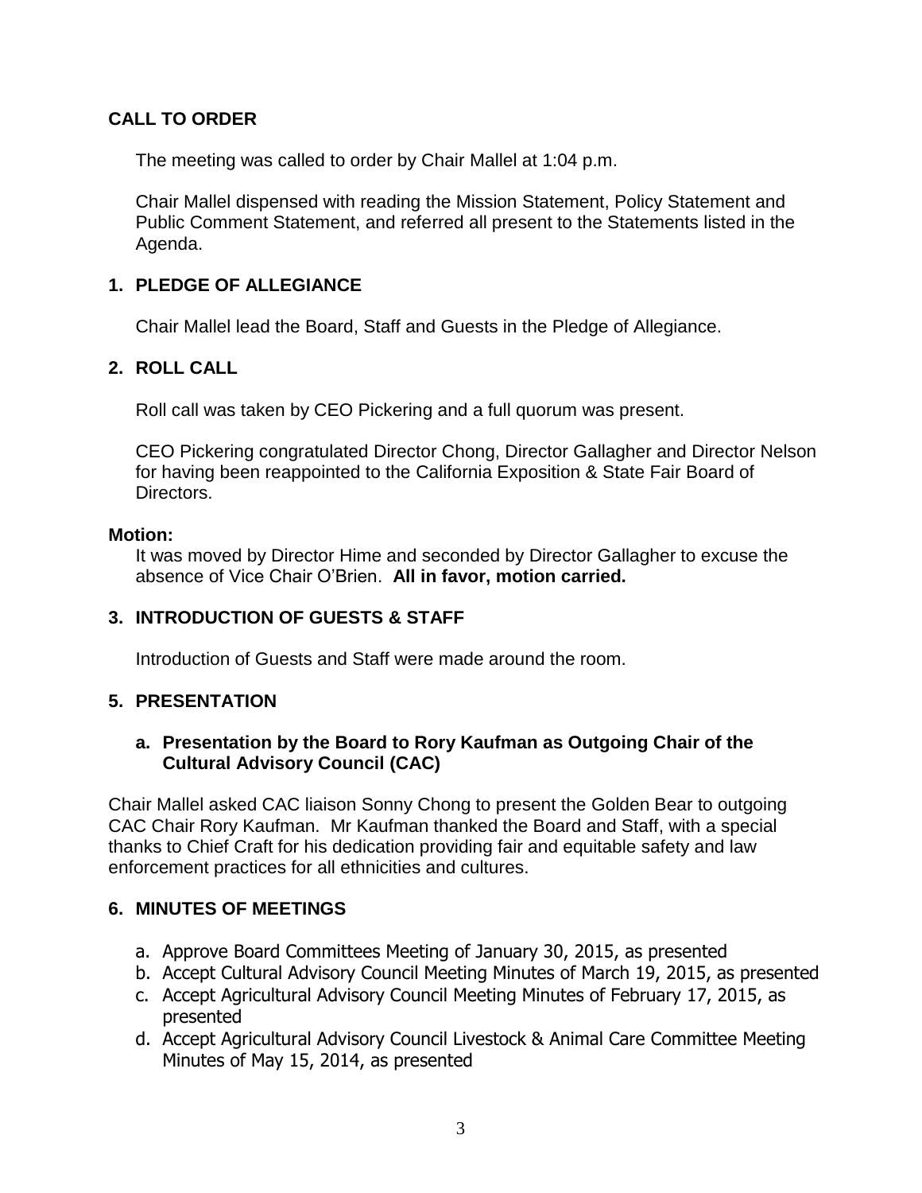## CALL TO ORDER

The meeting was called to order by Chair Mallel at 1:04 p.m.

Chair Mallel dispensed with reading the Mission Statement, Policy Statement and Public Comment Statement, and referred all present to the Statements listed in the Agenda.

## 1. PLEDGE OF ALLEGIANCE

Chair Mallel lead the Board, Staff and Guests in the Pledge of Allegiance.

## 2. ROLL CALL

Roll call was taken by CEO Pickering and a full quorum was present.

CEO Pickering congratulated Director Chong, Director Gallagher and Director Nelson for having been reappointed to the California Exposition & State Fair Board of Directors.

**Motion:**

It was moved by Director Hime and seconded by Director Gallagher to excuse the absence of Vice Chair O'Brien. **All in favor, motion carried.**

## 3. INTRODUCTION OF GUESTS & STAFF

Introduction of Guests and Staff were made around the room.

## 5. PRESENTATION

### a. Presentation by the Board to Rory Kaufman as Outgoing Chair of the Cultural Advisory Council (CAC)

Chair Mallel asked CAC liaison Sonny Chong to present the Golden Bear to outgoing CAC Chair Rory Kaufman. Mr Kaufman thanked the Board and Staff, with a special thanks to Chief Craft for his dedication providing fair and equitable safety and law enforcement practices for all ethnicities and cultures.

## 6. MINUTES OF MEETINGS

a. Approve Board Committees Meeting of January 30, 2015, as presented
b. Accept Cultural Advisory Council Meeting Minutes of March 19, 2015, as presented
c. Accept Agricultural Advisory Council Meeting Minutes of February 17, 2015, as presented
d. Accept Agricultural Advisory Council Livestock & Animal Care Committee Meeting Minutes of May 15, 2014, as presented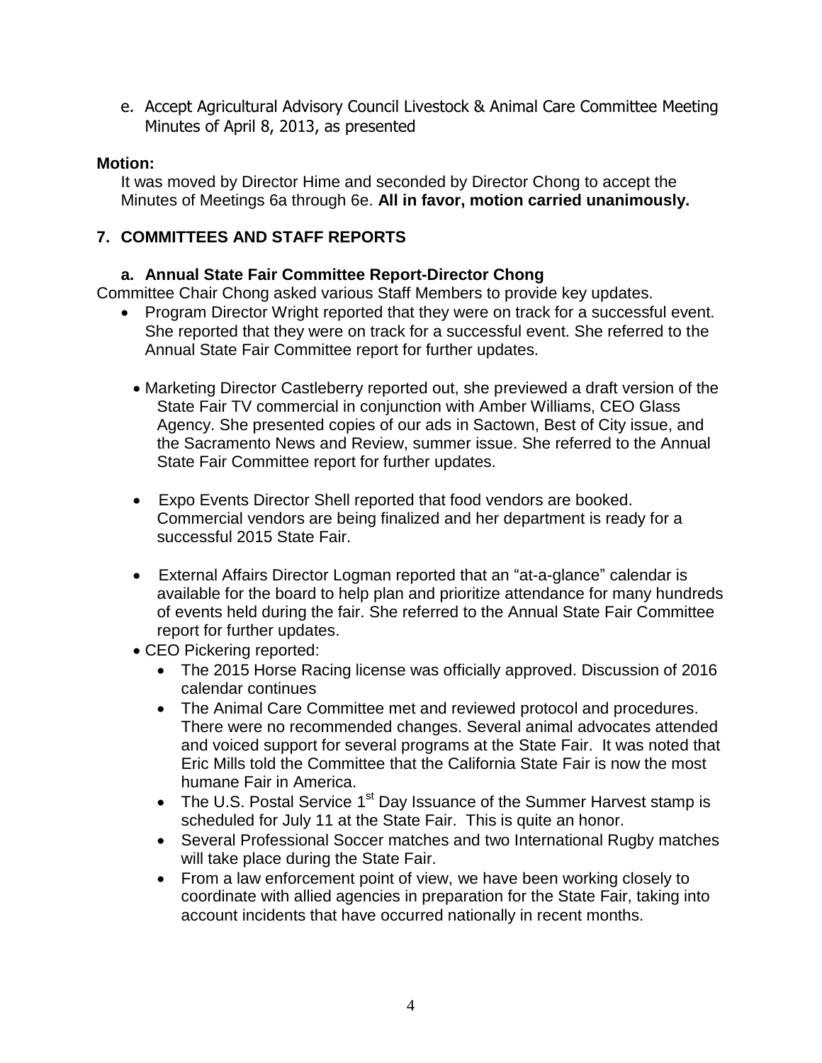e. Accept Agricultural Advisory Council Livestock & Animal Care Committee Meeting Minutes of April 8, 2013, as presented

**Motion:**

It was moved by Director Hime and seconded by Director Chong to accept the Minutes of Meetings 6a through 6e. **All in favor, motion carried unanimously.**

## 7. COMMITTEES AND STAFF REPORTS

### a. Annual State Fair Committee Report-Director Chong

Committee Chair Chong asked various Staff Members to provide key updates.

- Program Director Wright reported that they were on track for a successful event. She reported that they were on track for a successful event. She referred to the Annual State Fair Committee report for further updates.
- Marketing Director Castleberry reported out, she previewed a draft version of the State Fair TV commercial in conjunction with Amber Williams, CEO Glass Agency. She presented copies of our ads in Sactown, Best of City issue, and the Sacramento News and Review, summer issue. She referred to the Annual State Fair Committee report for further updates.
- Expo Events Director Shell reported that food vendors are booked. Commercial vendors are being finalized and her department is ready for a successful 2015 State Fair.
- External Affairs Director Logman reported that an "at-a-glance" calendar is available for the board to help plan and prioritize attendance for many hundreds of events held during the fair. She referred to the Annual State Fair Committee report for further updates.
- CEO Pickering reported:
  - The 2015 Horse Racing license was officially approved. Discussion of 2016 calendar continues
  - The Animal Care Committee met and reviewed protocol and procedures. There were no recommended changes. Several animal advocates attended and voiced support for several programs at the State Fair. It was noted that Eric Mills told the Committee that the California State Fair is now the most humane Fair in America.
  - The U.S. Postal Service 1st Day Issuance of the Summer Harvest stamp is scheduled for July 11 at the State Fair. This is quite an honor.
  - Several Professional Soccer matches and two International Rugby matches will take place during the State Fair.
  - From a law enforcement point of view, we have been working closely to coordinate with allied agencies in preparation for the State Fair, taking into account incidents that have occurred nationally in recent months.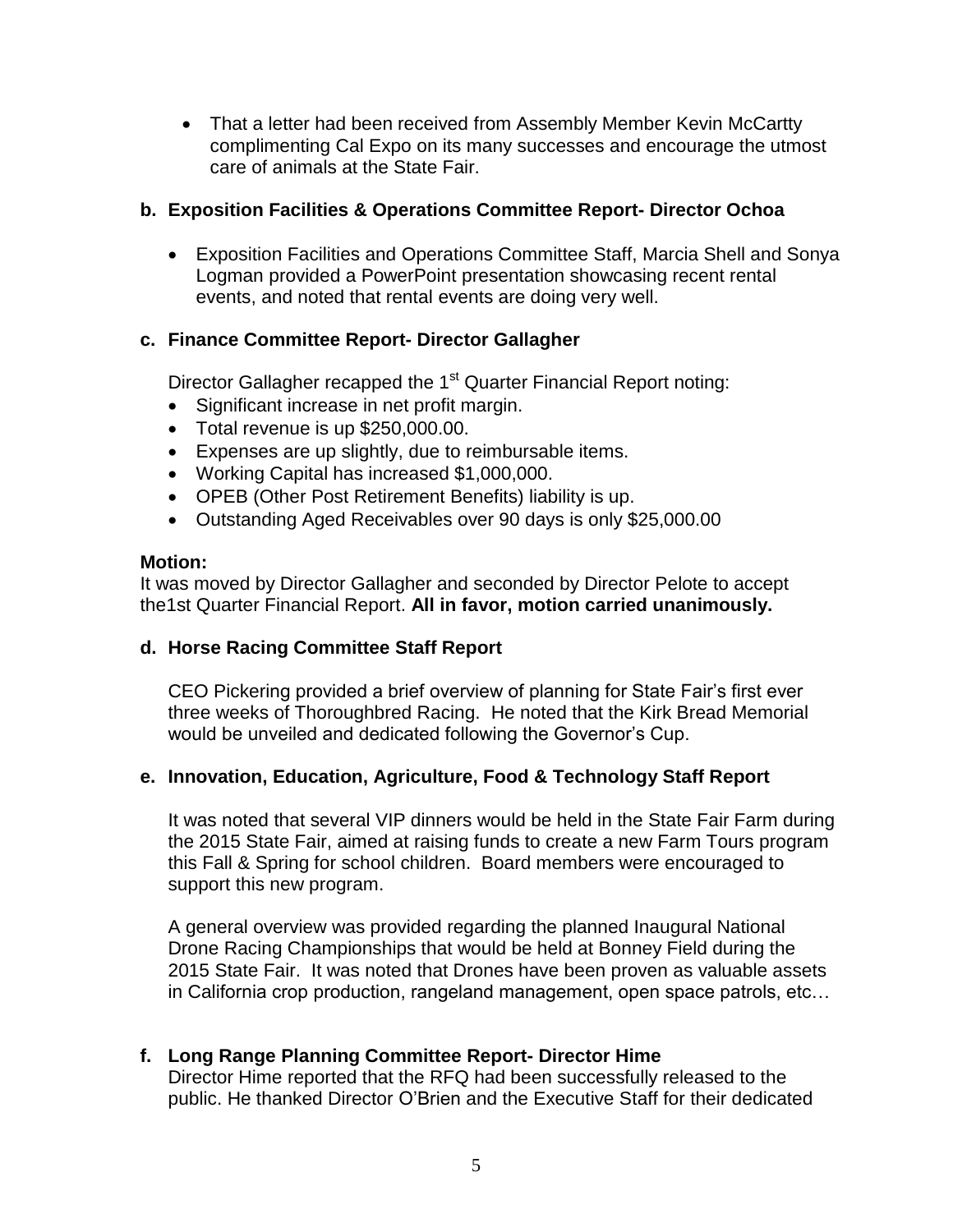- That a letter had been received from Assembly Member Kevin McCartty complimenting Cal Expo on its many successes and encourage the utmost care of animals at the State Fair.

**b. Exposition Facilities & Operations Committee Report- Director Ochoa**

- Exposition Facilities and Operations Committee Staff, Marcia Shell and Sonya Logman provided a PowerPoint presentation showcasing recent rental events, and noted that rental events are doing very well.

**c. Finance Committee Report- Director Gallagher**

Director Gallagher recapped the 1st Quarter Financial Report noting:

- Significant increase in net profit margin.
- Total revenue is up $250,000.00.
- Expenses are up slightly, due to reimbursable items.
- Working Capital has increased $1,000,000.
- OPEB (Other Post Retirement Benefits) liability is up.
- Outstanding Aged Receivables over 90 days is only $25,000.00

**Motion:**
It was moved by Director Gallagher and seconded by Director Pelote to accept the1st Quarter Financial Report. **All in favor, motion carried unanimously.**

**d. Horse Racing Committee Staff Report**

CEO Pickering provided a brief overview of planning for State Fair's first ever three weeks of Thoroughbred Racing. He noted that the Kirk Bread Memorial would be unveiled and dedicated following the Governor's Cup.

**e. Innovation, Education, Agriculture, Food & Technology Staff Report**

It was noted that several VIP dinners would be held in the State Fair Farm during the 2015 State Fair, aimed at raising funds to create a new Farm Tours program this Fall & Spring for school children. Board members were encouraged to support this new program.

A general overview was provided regarding the planned Inaugural National Drone Racing Championships that would be held at Bonney Field during the 2015 State Fair. It was noted that Drones have been proven as valuable assets in California crop production, rangeland management, open space patrols, etc…

**f. Long Range Planning Committee Report- Director Hime**
Director Hime reported that the RFQ had been successfully released to the public. He thanked Director O'Brien and the Executive Staff for their dedicated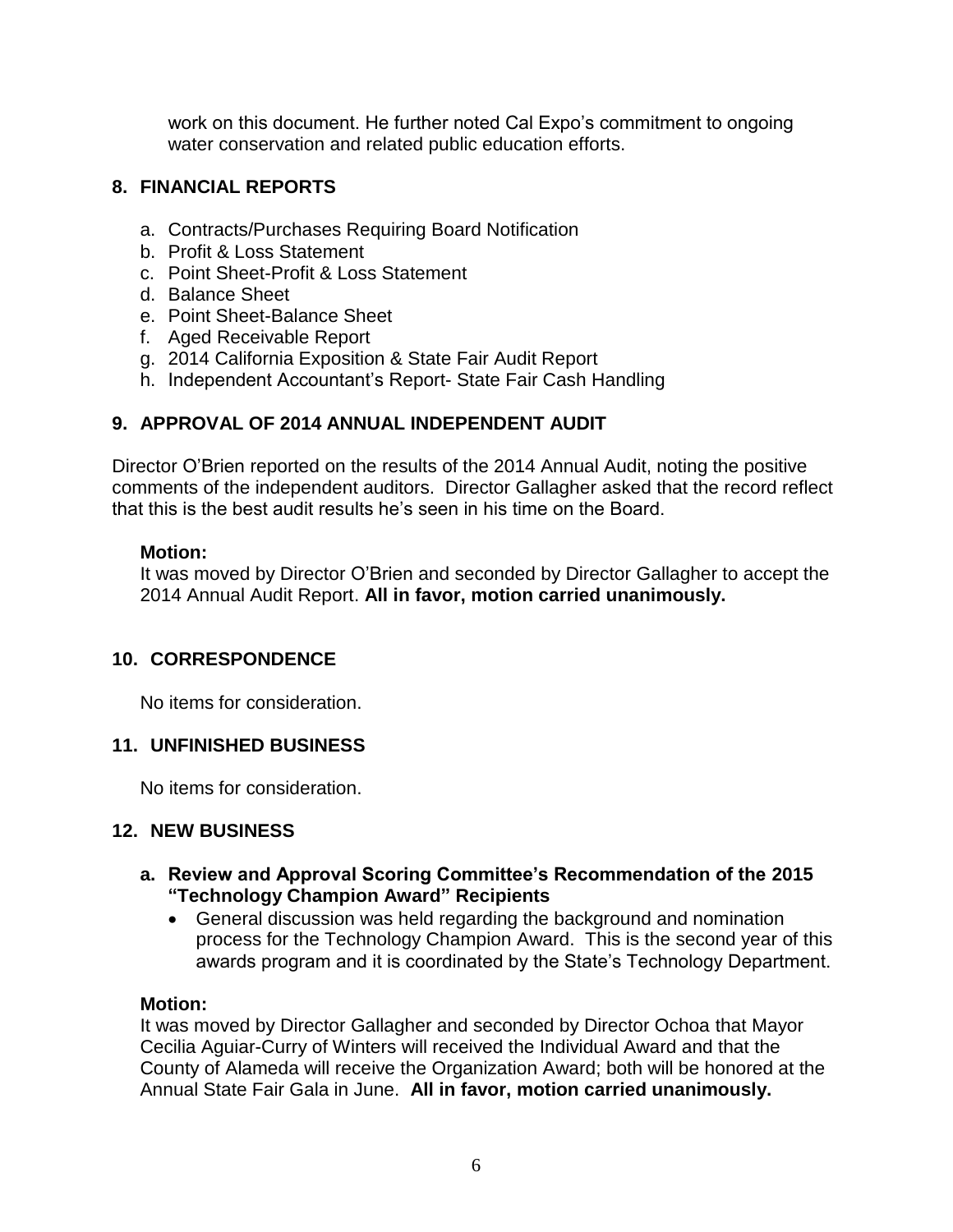work on this document. He further noted Cal Expo's commitment to ongoing water conservation and related public education efforts.

## 8. FINANCIAL REPORTS

a. Contracts/Purchases Requiring Board Notification
b. Profit & Loss Statement
c. Point Sheet-Profit & Loss Statement
d. Balance Sheet
e. Point Sheet-Balance Sheet
f. Aged Receivable Report
g. 2014 California Exposition & State Fair Audit Report
h. Independent Accountant's Report- State Fair Cash Handling

## 9. APPROVAL OF 2014 ANNUAL INDEPENDENT AUDIT

Director O'Brien reported on the results of the 2014 Annual Audit, noting the positive comments of the independent auditors. Director Gallagher asked that the record reflect that this is the best audit results he's seen in his time on the Board.

**Motion:**
It was moved by Director O'Brien and seconded by Director Gallagher to accept the 2014 Annual Audit Report. **All in favor, motion carried unanimously.**

## 10. CORRESPONDENCE

No items for consideration.

## 11. UNFINISHED BUSINESS

No items for consideration.

## 12. NEW BUSINESS

### a. Review and Approval Scoring Committee's Recommendation of the 2015 "Technology Champion Award" Recipients

- General discussion was held regarding the background and nomination process for the Technology Champion Award. This is the second year of this awards program and it is coordinated by the State's Technology Department.

**Motion:**
It was moved by Director Gallagher and seconded by Director Ochoa that Mayor Cecilia Aguiar-Curry of Winters will received the Individual Award and that the County of Alameda will receive the Organization Award; both will be honored at the Annual State Fair Gala in June. **All in favor, motion carried unanimously.**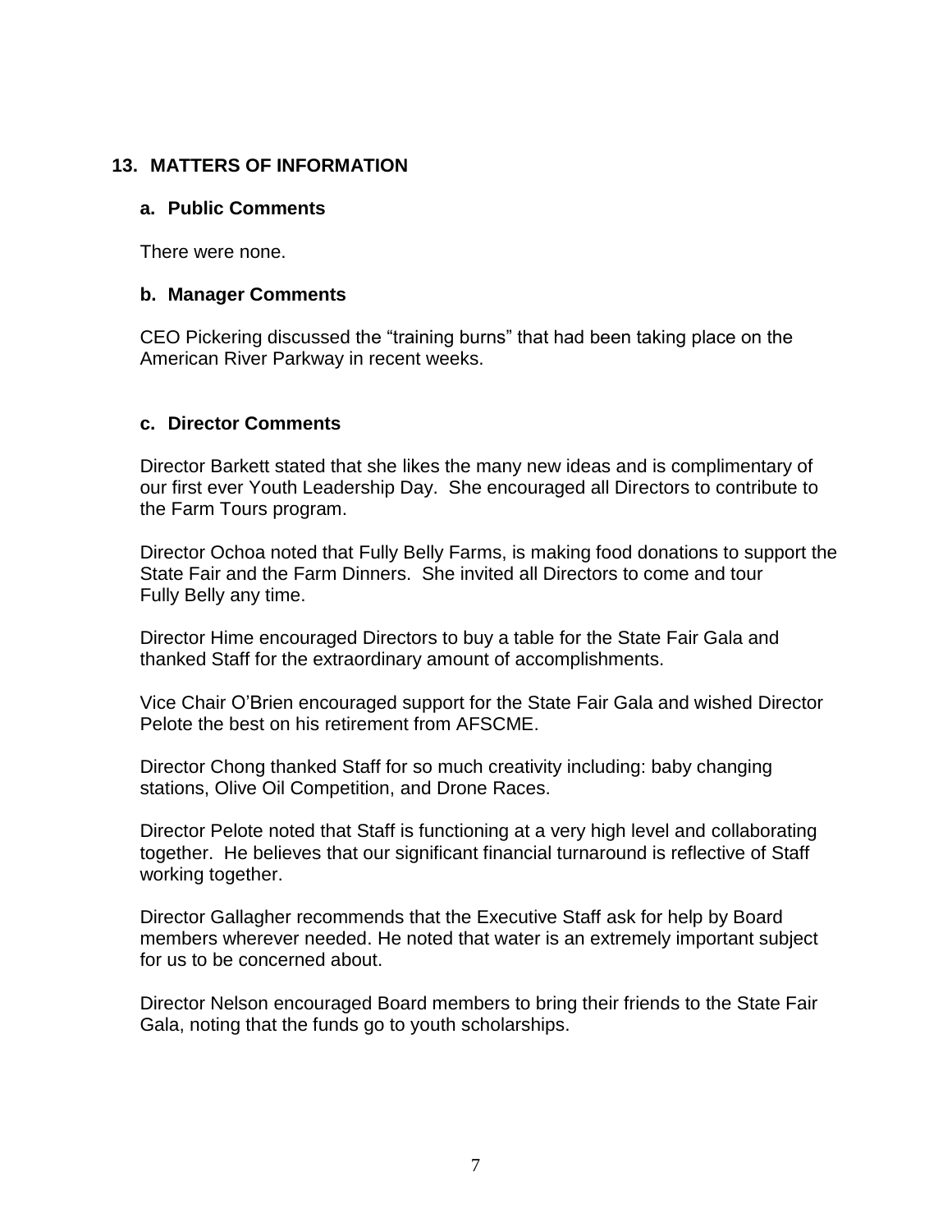## 13. MATTERS OF INFORMATION

### a. Public Comments

There were none.

### b. Manager Comments

CEO Pickering discussed the "training burns" that had been taking place on the American River Parkway in recent weeks.

### c. Director Comments

Director Barkett stated that she likes the many new ideas and is complimentary of our first ever Youth Leadership Day. She encouraged all Directors to contribute to the Farm Tours program.

Director Ochoa noted that Fully Belly Farms, is making food donations to support the State Fair and the Farm Dinners. She invited all Directors to come and tour Fully Belly any time.

Director Hime encouraged Directors to buy a table for the State Fair Gala and thanked Staff for the extraordinary amount of accomplishments.

Vice Chair O'Brien encouraged support for the State Fair Gala and wished Director Pelote the best on his retirement from AFSCME.

Director Chong thanked Staff for so much creativity including: baby changing stations, Olive Oil Competition, and Drone Races.

Director Pelote noted that Staff is functioning at a very high level and collaborating together. He believes that our significant financial turnaround is reflective of Staff working together.

Director Gallagher recommends that the Executive Staff ask for help by Board members wherever needed. He noted that water is an extremely important subject for us to be concerned about.

Director Nelson encouraged Board members to bring their friends to the State Fair Gala, noting that the funds go to youth scholarships.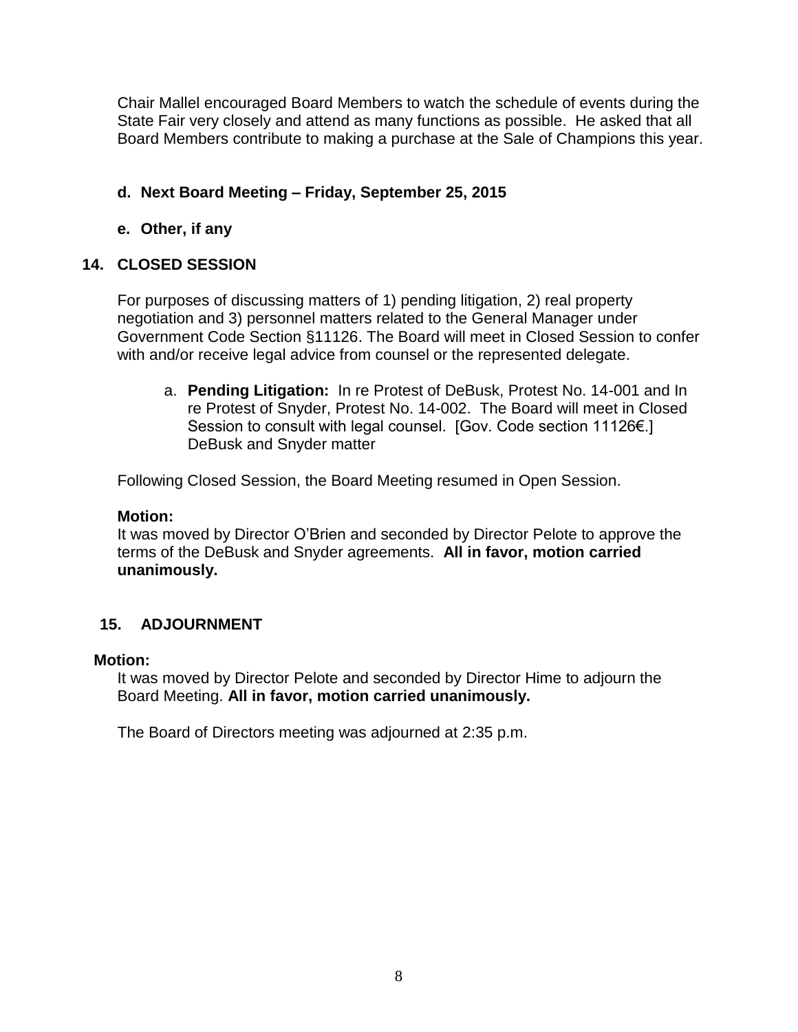Chair Mallel encouraged Board Members to watch the schedule of events during the State Fair very closely and attend as many functions as possible. He asked that all Board Members contribute to making a purchase at the Sale of Champions this year.

**d. Next Board Meeting – Friday, September 25, 2015**

**e. Other, if any**

## 14. CLOSED SESSION

For purposes of discussing matters of 1) pending litigation, 2) real property negotiation and 3) personnel matters related to the General Manager under Government Code Section §11126. The Board will meet in Closed Session to confer with and/or receive legal advice from counsel or the represented delegate.

a. **Pending Litigation:** In re Protest of DeBusk, Protest No. 14-001 and In re Protest of Snyder, Protest No. 14-002. The Board will meet in Closed Session to consult with legal counsel. [Gov. Code section 11126€.] DeBusk and Snyder matter

Following Closed Session, the Board Meeting resumed in Open Session.

**Motion:**
It was moved by Director O'Brien and seconded by Director Pelote to approve the terms of the DeBusk and Snyder agreements. **All in favor, motion carried unanimously.**

## 15. ADJOURNMENT

**Motion:**
It was moved by Director Pelote and seconded by Director Hime to adjourn the Board Meeting. **All in favor, motion carried unanimously.**

The Board of Directors meeting was adjourned at 2:35 p.m.